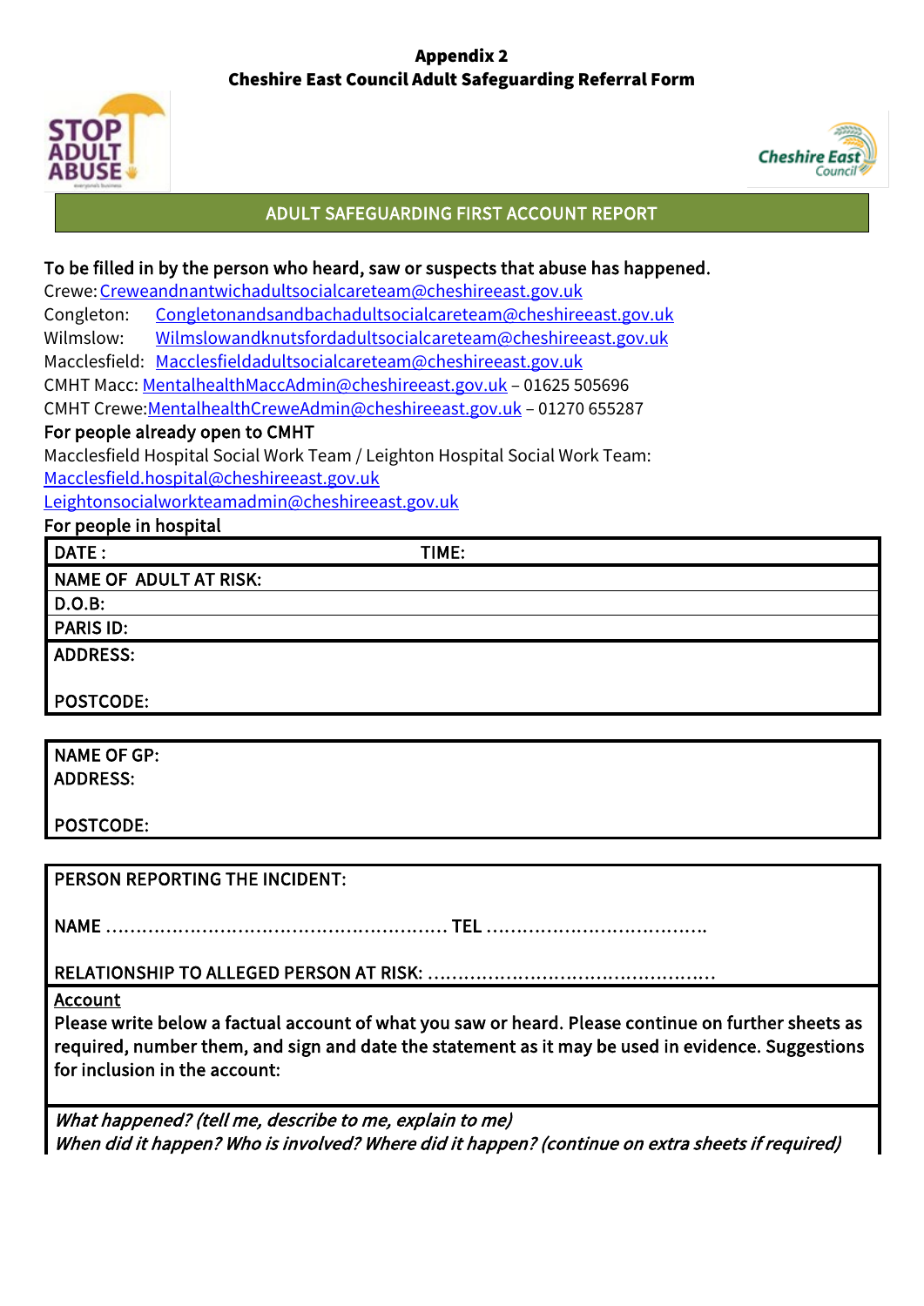**Appendix 2**
**Cheshire East Council Adult Safeguarding Referral Form**

## ADULT SAFEGUARDING FIRST ACCOUNT REPORT

**To be filled in by the person who heard, saw or suspects that abuse has happened.**

Crewe: Creweandnantwichadultsocialcareteam@cheshireeast.gov.uk
Congleton: Congletonandsandbachadultsocialcareteam@cheshireeast.gov.uk
Wilmslow: Wilmslowandknutsfordadultsocialcareteam@cheshireeast.gov.uk
Macclesfield: Macclesfieldadultsocialcareteam@cheshireeast.gov.uk
CMHT Macc: MentalhealthMaccAdmin@cheshireeast.gov.uk – 01625 505696
CMHT Crewe: MentalhealthCreweAdmin@cheshireeast.gov.uk – 01270 655287

**For people already open to CMHT**

Macclesfield Hospital Social Work Team / Leighton Hospital Social Work Team:
Macclesfield.hospital@cheshireeast.gov.uk
Leightonsocialworkteamadmin@cheshireeast.gov.uk

**For people in hospital**

| DATE : | TIME: |
|---|---|
| NAME OF ADULT AT RISK: | |
| D.O.B: | |
| PARIS ID: | |
| ADDRESS:<br><br>POSTCODE: | |

| NAME OF GP:<br>ADDRESS:<br><br>POSTCODE: |
|---|

| PERSON REPORTING THE INCIDENT:<br><br>NAME ........................................................ TEL ....................................<br><br>RELATIONSHIP TO ALLEGED PERSON AT RISK: ................................................ |
|---|
| **Account**<br>Please write below a factual account of what you saw or heard. Please continue on further sheets as required, number them, and sign and date the statement as it may be used in evidence. Suggestions for inclusion in the account: |
| *What happened? (tell me, describe to me, explain to me)*<br>*When did it happen? Who is involved? Where did it happen? (continue on extra sheets if required)* |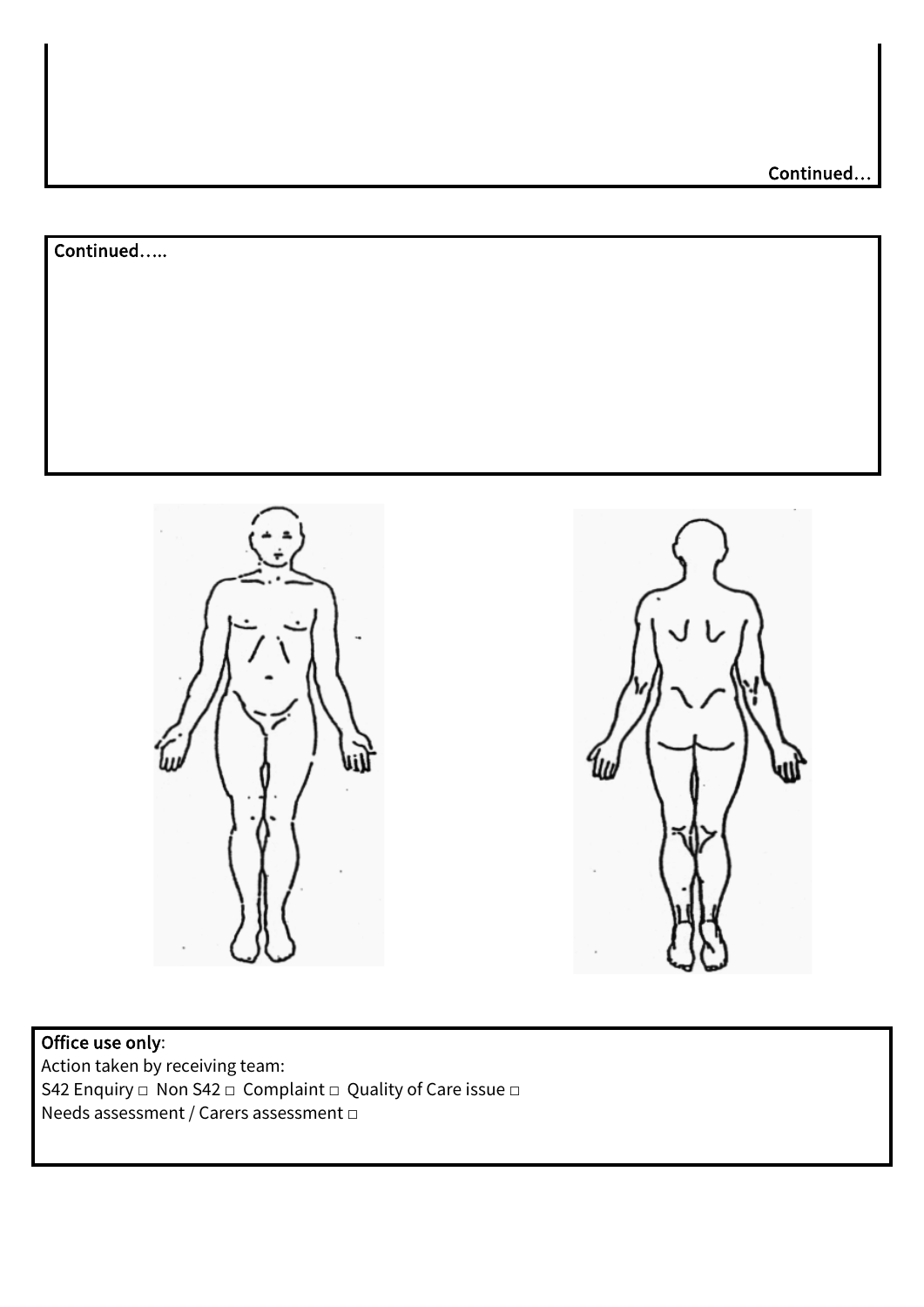Continued…

Continued…..

**Office use only**:

Action taken by receiving team:

S42 Enquiry □  Non S42 □  Complaint □  Quality of Care issue □

Needs assessment / Carers assessment □